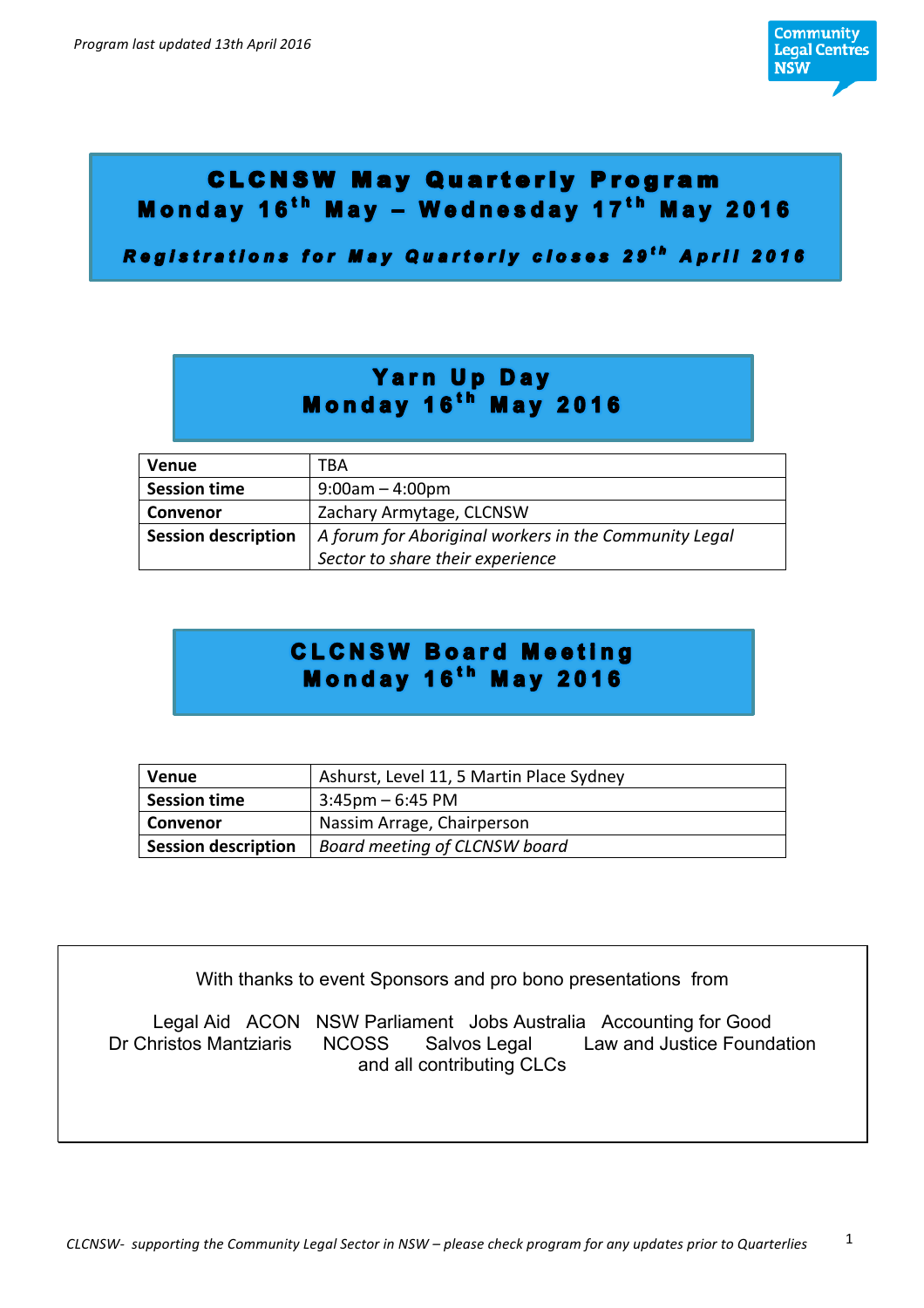*Program last updated 13th April 2016*

# CLCNSW May Quarterly Program
## Monday 16th May – Wednesday 17th May 2016

***Registrations for May Quarterly closes 29th April 2016***

## Yarn Up Day
### Monday 16th May 2016

| | |
|---|---|
| **Venue** | TBA |
| **Session time** | 9:00am – 4:00pm |
| **Convenor** | Zachary Armytage, CLCNSW |
| **Session description** | *A forum for Aboriginal workers in the Community Legal Sector to share their experience* |

## CLCNSW Board Meeting
### Monday 16th May 2016

| | |
|---|---|
| **Venue** | Ashurst, Level 11, 5 Martin Place Sydney |
| **Session time** | 3:45pm – 6:45 PM |
| **Convenor** | Nassim Arrage, Chairperson |
| **Session description** | *Board meeting of CLCNSW board* |

With thanks to event Sponsors and pro bono presentations from

Legal Aid ACON NSW Parliament Jobs Australia Accounting for Good
Dr Christos Mantziaris NCOSS Salvos Legal Law and Justice Foundation
and all contributing CLCs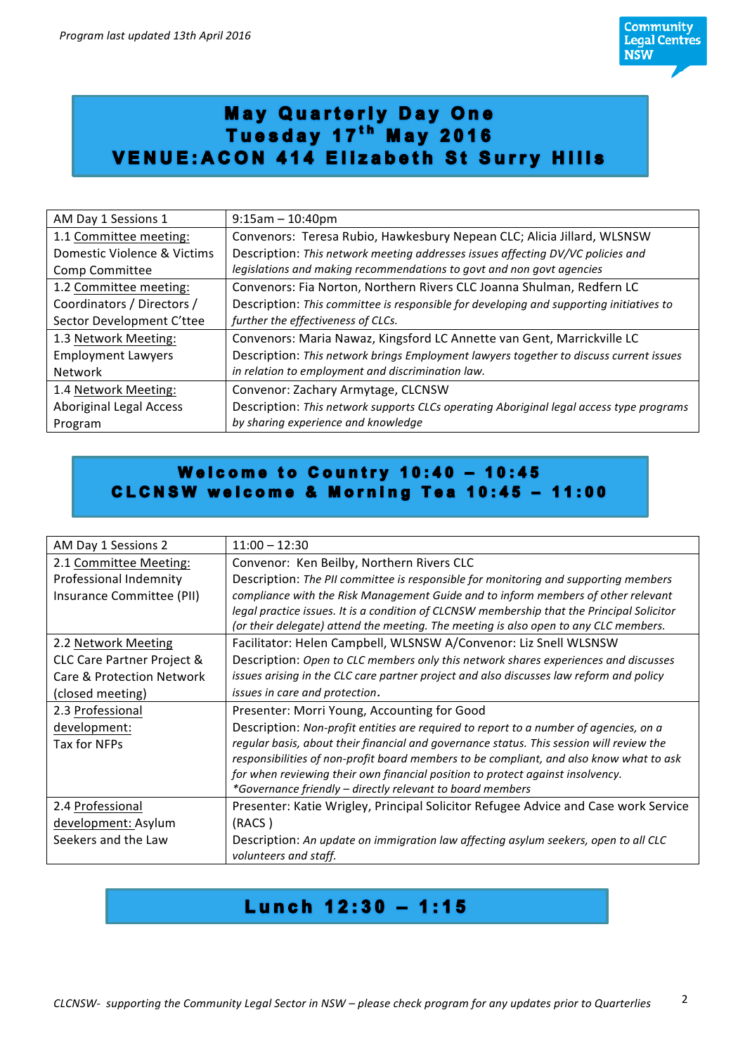*Program last updated 13th April 2016*

# May Quarterly Day One
# Tuesday 17th May 2016
# VENUE:ACON 414 Elizabeth St Surry Hills

| AM Day 1 Sessions 1 | 9:15am – 10:40pm |
|---|---|
| 1.1 Committee meeting: Domestic Violence & Victims Comp Committee | Convenors: Teresa Rubio, Hawkesbury Nepean CLC; Alicia Jillard, WLSNSW<br>Description: *This network meeting addresses issues affecting DV/VC policies and legislations and making recommendations to govt and non govt agencies* |
| 1.2 Committee meeting: Coordinators / Directors / Sector Development C'ttee | Convenors: Fia Norton, Northern Rivers CLC Joanna Shulman, Redfern LC<br>Description: *This committee is responsible for developing and supporting initiatives to further the effectiveness of CLCs.* |
| 1.3 Network Meeting: Employment Lawyers Network | Convenors: Maria Nawaz, Kingsford LC Annette van Gent, Marrickville LC<br>Description: *This network brings Employment lawyers together to discuss current issues in relation to employment and discrimination law.* |
| 1.4 Network Meeting: Aboriginal Legal Access Program | Convenor: Zachary Armytage, CLCNSW<br>Description: *This network supports CLCs operating Aboriginal legal access type programs by sharing experience and knowledge* |

## Welcome to Country 10:40 – 10:45
## CLCNSW welcome & Morning Tea 10:45 – 11:00

| AM Day 1 Sessions 2 | 11:00 – 12:30 |
|---|---|
| 2.1 Committee Meeting: Professional Indemnity Insurance Committee (PII) | Convenor: Ken Beilby, Northern Rivers CLC<br>Description: *The PII committee is responsible for monitoring and supporting members compliance with the Risk Management Guide and to inform members of other relevant legal practice issues. It is a condition of CLCNSW membership that the Principal Solicitor (or their delegate) attend the meeting. The meeting is also open to any CLC members.* |
| 2.2 Network Meeting CLC Care Partner Project & Care & Protection Network (closed meeting) | Facilitator: Helen Campbell, WLSNSW A/Convenor: Liz Snell WLSNSW<br>Description: *Open to CLC members only this network shares experiences and discusses issues arising in the CLC care partner project and also discusses law reform and policy issues in care and protection.* |
| 2.3 Professional development: Tax for NFPs | Presenter: Morri Young, Accounting for Good<br>Description: *Non-profit entities are required to report to a number of agencies, on a regular basis, about their financial and governance status. This session will review the responsibilities of non-profit board members to be compliant, and also know what to ask for when reviewing their own financial position to protect against insolvency.*<br>*\*Governance friendly – directly relevant to board members* |
| 2.4 Professional development: Asylum Seekers and the Law | Presenter: Katie Wrigley, Principal Solicitor Refugee Advice and Case work Service (RACS )<br>Description: *An update on immigration law affecting asylum seekers, open to all CLC volunteers and staff.* |

## Lunch 12:30 – 1:15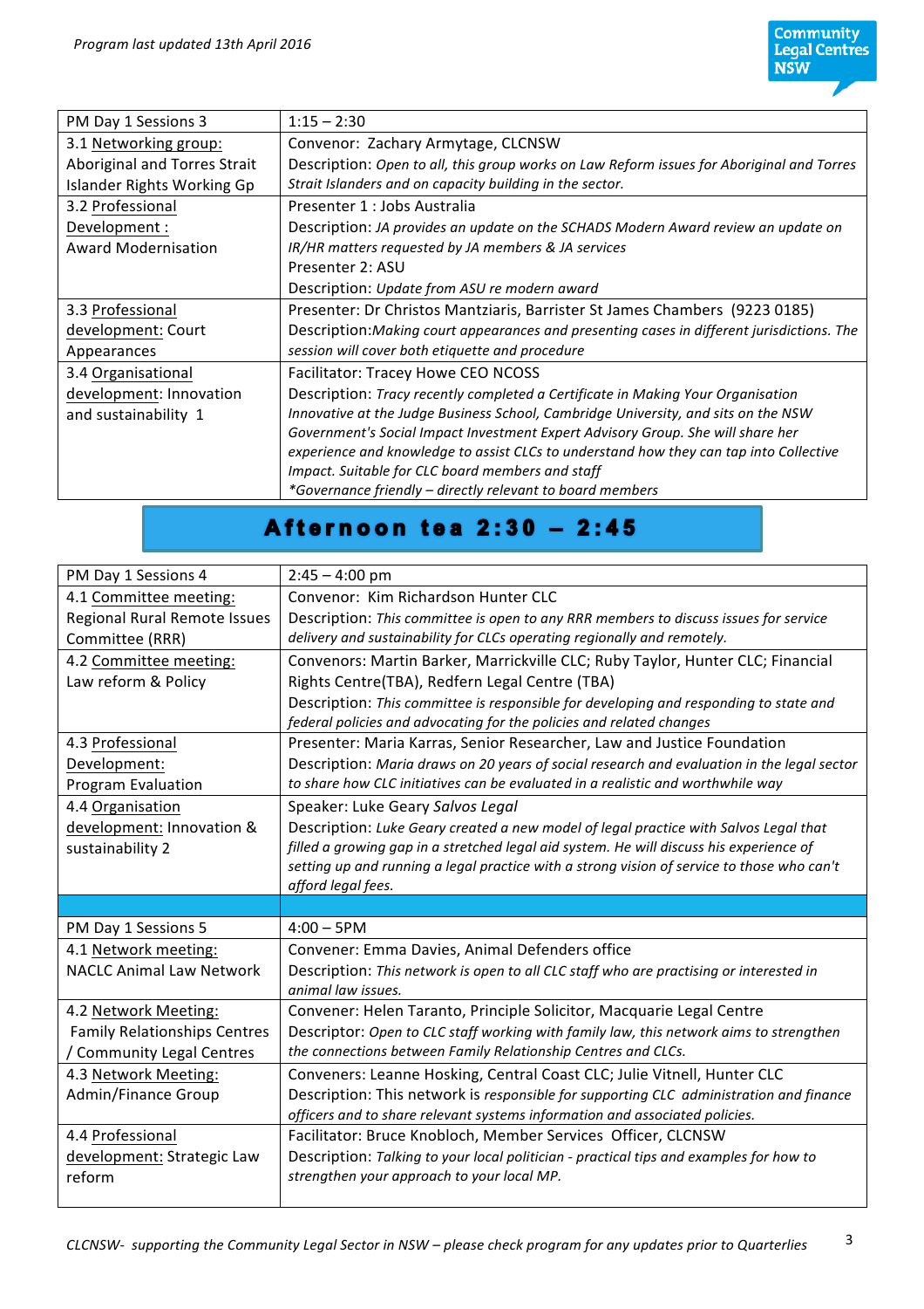*Program last updated 13th April 2016*

| PM Day 1 Sessions 3 | 1:15 – 2:30 |
|---|---|
| 3.1 Networking group: Aboriginal and Torres Strait Islander Rights Working Gp | Convenor: Zachary Armytage, CLCNSW<br>Description: *Open to all, this group works on Law Reform issues for Aboriginal and Torres Strait Islanders and on capacity building in the sector.* |
| 3.2 Professional Development : Award Modernisation | Presenter 1 : Jobs Australia<br>Description: *JA provides an update on the SCHADS Modern Award review an update on IR/HR matters requested by JA members & JA services*<br>Presenter 2: ASU<br>Description: *Update from ASU re modern award* |
| 3.3 Professional development: Court Appearances | Presenter: Dr Christos Mantziaris, Barrister St James Chambers (9223 0185)<br>Description:*Making court appearances and presenting cases in different jurisdictions. The session will cover both etiquette and procedure* |
| 3.4 Organisational development: Innovation and sustainability 1 | Facilitator: Tracey Howe CEO NCOSS<br>Description: *Tracy recently completed a Certificate in Making Your Organisation Innovative at the Judge Business School, Cambridge University, and sits on the NSW Government's Social Impact Investment Expert Advisory Group. She will share her experience and knowledge to assist CLCs to understand how they can tap into Collective Impact. Suitable for CLC board members and staff*<br>*\*Governance friendly – directly relevant to board members* |

## Afternoon tea 2:30 – 2:45

| PM Day 1 Sessions 4 | 2:45 – 4:00 pm |
|---|---|
| 4.1 Committee meeting: Regional Rural Remote Issues Committee (RRR) | Convenor: Kim Richardson Hunter CLC<br>Description: *This committee is open to any RRR members to discuss issues for service delivery and sustainability for CLCs operating regionally and remotely.* |
| 4.2 Committee meeting: Law reform & Policy | Convenors: Martin Barker, Marrickville CLC; Ruby Taylor, Hunter CLC; Financial Rights Centre(TBA), Redfern Legal Centre (TBA)<br>Description: *This committee is responsible for developing and responding to state and federal policies and advocating for the policies and related changes* |
| 4.3 Professional Development: Program Evaluation | Presenter: Maria Karras, Senior Researcher, Law and Justice Foundation<br>Description: *Maria draws on 20 years of social research and evaluation in the legal sector to share how CLC initiatives can be evaluated in a realistic and worthwhile way* |
| 4.4 Organisation development: Innovation & sustainability 2 | Speaker: Luke Geary *Salvos Legal*<br>Description: *Luke Geary created a new model of legal practice with Salvos Legal that filled a growing gap in a stretched legal aid system. He will discuss his experience of setting up and running a legal practice with a strong vision of service to those who can't afford legal fees.* |

| PM Day 1 Sessions 5 | 4:00 – 5PM |
|---|---|
| 4.1 Network meeting: NACLC Animal Law Network | Convener: Emma Davies, Animal Defenders office<br>Description: *This network is open to all CLC staff who are practising or interested in animal law issues.* |
| 4.2 Network Meeting: Family Relationships Centres / Community Legal Centres | Convener: Helen Taranto, Principle Solicitor, Macquarie Legal Centre<br>Descriptor: *Open to CLC staff working with family law, this network aims to strengthen the connections between Family Relationship Centres and CLCs.* |
| 4.3 Network Meeting: Admin/Finance Group | Conveners: Leanne Hosking, Central Coast CLC; Julie Vitnell, Hunter CLC<br>Description: This network is *responsible for supporting CLC administration and finance officers and to share relevant systems information and associated policies.* |
| 4.4 Professional development: Strategic Law reform | Facilitator: Bruce Knobloch, Member Services Officer, CLCNSW<br>Description: *Talking to your local politician - practical tips and examples for how to strengthen your approach to your local MP.* |

*CLCNSW- supporting the Community Legal Sector in NSW – please check program for any updates prior to Quarterlies*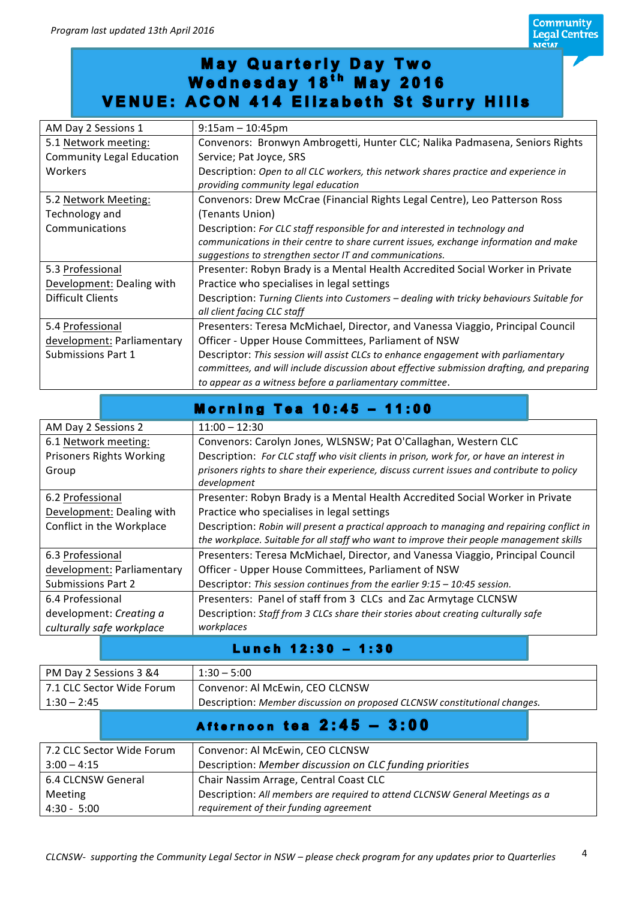*Program last updated 13th April 2016*

Community Legal Centres NSW

# May Quarterly Day Two
# Wednesday 18th May 2016
# VENUE: ACON 414 Elizabeth St Surry Hills

| | |
|---|---|
| AM Day 2 Sessions 1 | 9:15am – 10:45pm |
| 5.1 Network meeting: Community Legal Education Workers | Convenors: Bronwyn Ambrogetti, Hunter CLC; Nalika Padmasena, Seniors Rights Service; Pat Joyce, SRS<br>Description: *Open to all CLC workers, this network shares practice and experience in providing community legal education* |
| 5.2 Network Meeting: Technology and Communications | Convenors: Drew McCrae (Financial Rights Legal Centre), Leo Patterson Ross (Tenants Union)<br>Description: *For CLC staff responsible for and interested in technology and communications in their centre to share current issues, exchange information and make suggestions to strengthen sector IT and communications.* |
| 5.3 Professional Development: Dealing with Difficult Clients | Presenter: Robyn Brady is a Mental Health Accredited Social Worker in Private Practice who specialises in legal settings<br>Description: *Turning Clients into Customers – dealing with tricky behaviours Suitable for all client facing CLC staff* |
| 5.4 Professional development: Parliamentary Submissions Part 1 | Presenters: Teresa McMichael, Director, and Vanessa Viaggio, Principal Council Officer - Upper House Committees, Parliament of NSW<br>Descriptor: *This session will assist CLCs to enhance engagement with parliamentary committees, and will include discussion about effective submission drafting, and preparing to appear as a witness before a parliamentary committee*. |

## Morning Tea 10:45 – 11:00

| | |
|---|---|
| AM Day 2 Sessions 2 | 11:00 – 12:30 |
| 6.1 Network meeting: Prisoners Rights Working Group | Convenors: Carolyn Jones, WLSNSW; Pat O'Callaghan, Western CLC<br>Description: *For CLC staff who visit clients in prison, work for, or have an interest in prisoners rights to share their experience, discuss current issues and contribute to policy development* |
| 6.2 Professional Development: Dealing with Conflict in the Workplace | Presenter: Robyn Brady is a Mental Health Accredited Social Worker in Private Practice who specialises in legal settings<br>Description: *Robin will present a practical approach to managing and repairing conflict in the workplace. Suitable for all staff who want to improve their people management skills* |
| 6.3 Professional development: Parliamentary Submissions Part 2 | Presenters: Teresa McMichael, Director, and Vanessa Viaggio, Principal Council Officer - Upper House Committees, Parliament of NSW<br>Descriptor: *This session continues from the earlier 9:15 – 10:45 session.* |
| 6.4 Professional development: *Creating a culturally safe workplace* | Presenters: Panel of staff from 3 CLCs and Zac Armytage CLCNSW<br>Description: *Staff from 3 CLCs share their stories about creating culturally safe workplaces* |

## Lunch 12:30 – 1:30

| | |
|---|---|
| PM Day 2 Sessions 3 &4 | 1:30 – 5:00 |
| 7.1 CLC Sector Wide Forum 1:30 – 2:45 | Convenor: Al McEwin, CEO CLCNSW<br>Description: *Member discussion on proposed CLCNSW constitutional changes.* |

## Afternoon tea 2:45 – 3:00

| | |
|---|---|
| 7.2 CLC Sector Wide Forum 3:00 – 4:15 | Convenor: Al McEwin, CEO CLCNSW<br>Description: *Member discussion on CLC funding priorities* |
| 6.4 CLCNSW General Meeting 4:30 - 5:00 | Chair Nassim Arrage, Central Coast CLC<br>Description: *All members are required to attend CLCNSW General Meetings as a requirement of their funding agreement* |

*CLCNSW- supporting the Community Legal Sector in NSW – please check program for any updates prior to Quarterlies*